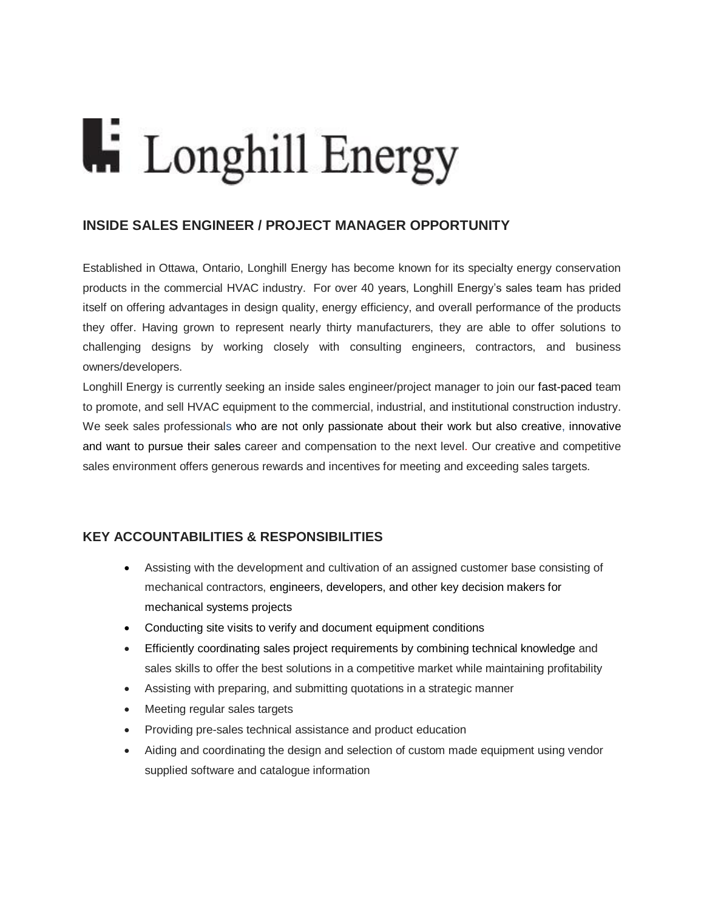# Longhill Energy

## INSIDE SALES ENGINEER / PROJECT MANAGER OPPORTUNITY

Established in Ottawa, Ontario, Longhill Energy has become known for its specialty energy conservation products in the commercial HVAC industry. For over 40 years, Longhill Energy's sales team has prided itself on offering advantages in design quality, energy efficiency, and overall performance of the products they offer. Having grown to represent nearly thirty manufacturers, they are able to offer solutions to challenging designs by working closely with consulting engineers, contractors, and business owners/developers.

Longhill Energy is currently seeking an inside sales engineer/project manager to join our fast-paced team to promote, and sell HVAC equipment to the commercial, industrial, and institutional construction industry. We seek sales professionals who are not only passionate about their work but also creative, innovative and want to pursue their sales career and compensation to the next level. Our creative and competitive sales environment offers generous rewards and incentives for meeting and exceeding sales targets.

## KEY ACCOUNTABILITIES & RESPONSIBILITIES

- Assisting with the development and cultivation of an assigned customer base consisting of mechanical contractors, engineers, developers, and other key decision makers for mechanical systems projects
- Conducting site visits to verify and document equipment conditions
- Efficiently coordinating sales project requirements by combining technical knowledge and sales skills to offer the best solutions in a competitive market while maintaining profitability
- Assisting with preparing, and submitting quotations in a strategic manner
- Meeting regular sales targets
- Providing pre-sales technical assistance and product education
- Aiding and coordinating the design and selection of custom made equipment using vendor supplied software and catalogue information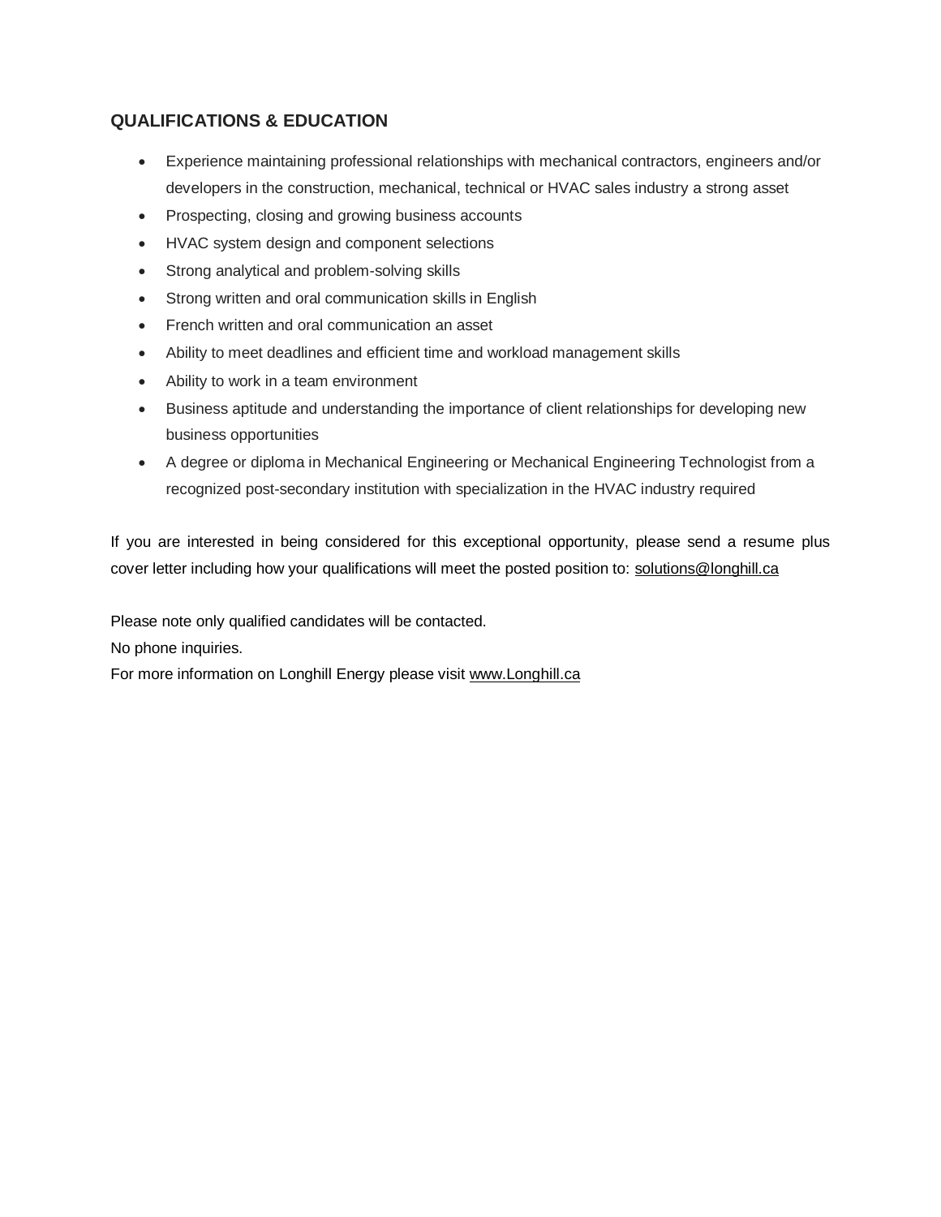## QUALIFICATIONS & EDUCATION

- Experience maintaining professional relationships with mechanical contractors, engineers and/or developers in the construction, mechanical, technical or HVAC sales industry a strong asset
- Prospecting, closing and growing business accounts
- HVAC system design and component selections
- Strong analytical and problem-solving skills
- Strong written and oral communication skills in English
- French written and oral communication an asset
- Ability to meet deadlines and efficient time and workload management skills
- Ability to work in a team environment
- Business aptitude and understanding the importance of client relationships for developing new business opportunities
- A degree or diploma in Mechanical Engineering or Mechanical Engineering Technologist from a recognized post-secondary institution with specialization in the HVAC industry required

If you are interested in being considered for this exceptional opportunity, please send a resume plus cover letter including how your qualifications will meet the posted position to: solutions@longhill.ca

Please note only qualified candidates will be contacted.
No phone inquiries.
For more information on Longhill Energy please visit www.Longhill.ca